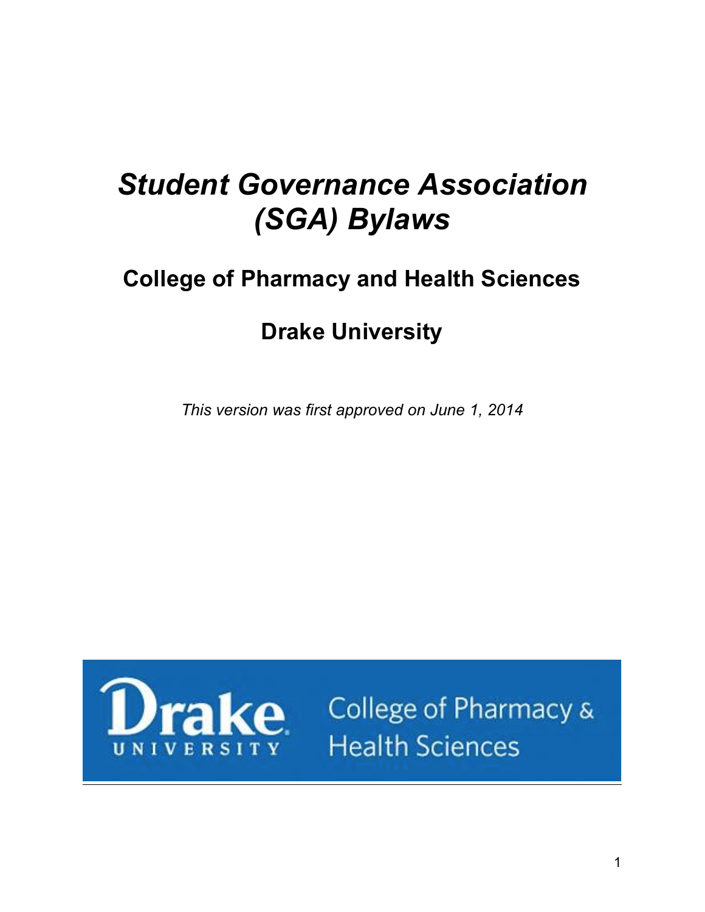# *Student Governance Association (SGA) Bylaws*

## College of Pharmacy and Health Sciences

## Drake University

*This version was first approved on June 1, 2014*

Drake UNIVERSITY College of Pharmacy & Health Sciences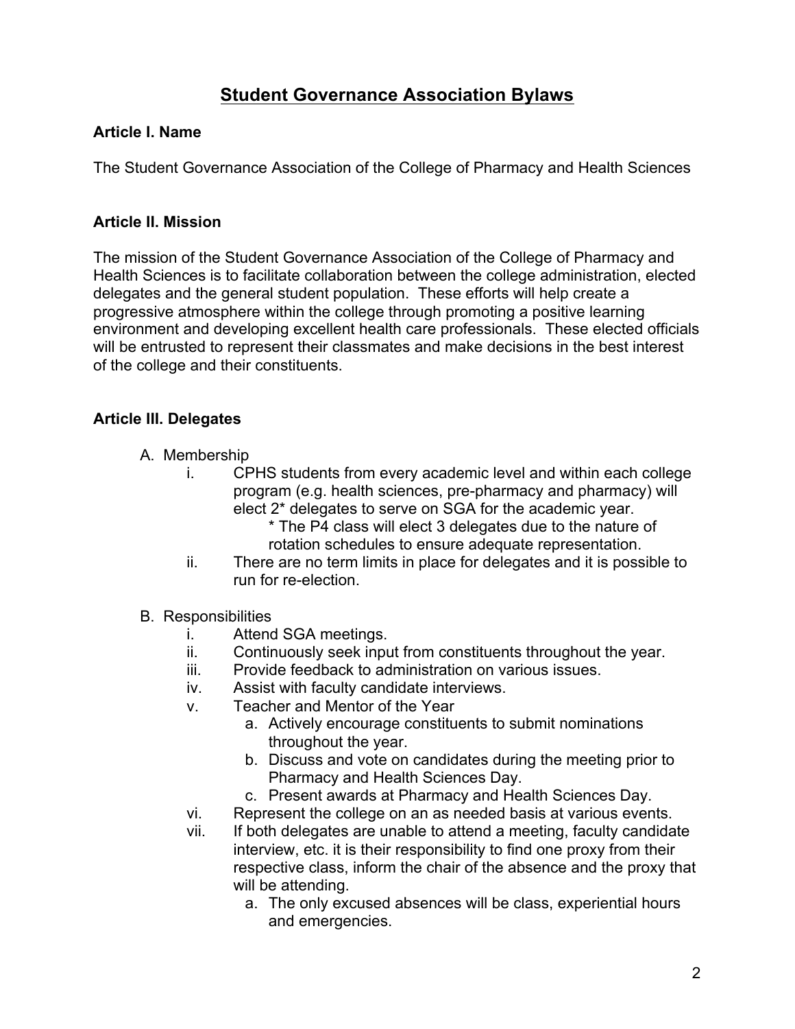# Student Governance Association Bylaws

## Article I. Name

The Student Governance Association of the College of Pharmacy and Health Sciences

## Article II. Mission

The mission of the Student Governance Association of the College of Pharmacy and Health Sciences is to facilitate collaboration between the college administration, elected delegates and the general student population. These efforts will help create a progressive atmosphere within the college through promoting a positive learning environment and developing excellent health care professionals. These elected officials will be entrusted to represent their classmates and make decisions in the best interest of the college and their constituents.

## Article III. Delegates

A. Membership
   i. CPHS students from every academic level and within each college program (e.g. health sciences, pre-pharmacy and pharmacy) will elect 2* delegates to serve on SGA for the academic year.
      * The P4 class will elect 3 delegates due to the nature of rotation schedules to ensure adequate representation.
   ii. There are no term limits in place for delegates and it is possible to run for re-election.

B. Responsibilities
   i. Attend SGA meetings.
   ii. Continuously seek input from constituents throughout the year.
   iii. Provide feedback to administration on various issues.
   iv. Assist with faculty candidate interviews.
   v. Teacher and Mentor of the Year
      a. Actively encourage constituents to submit nominations throughout the year.
      b. Discuss and vote on candidates during the meeting prior to Pharmacy and Health Sciences Day.
      c. Present awards at Pharmacy and Health Sciences Day.
   vi. Represent the college on an as needed basis at various events.
   vii. If both delegates are unable to attend a meeting, faculty candidate interview, etc. it is their responsibility to find one proxy from their respective class, inform the chair of the absence and the proxy that will be attending.
      a. The only excused absences will be class, experiential hours and emergencies.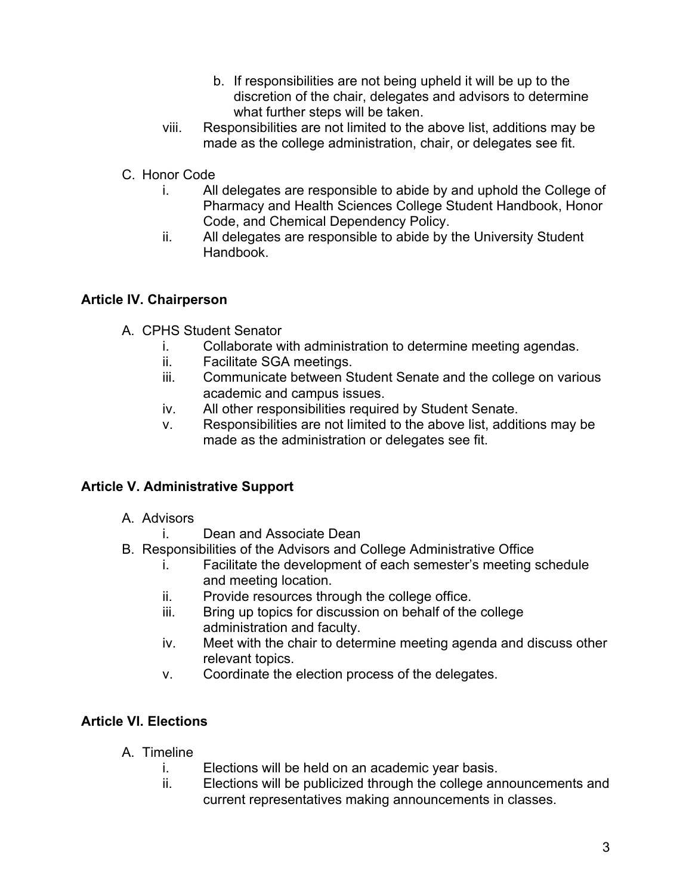b. If responsibilities are not being upheld it will be up to the discretion of the chair, delegates and advisors to determine what further steps will be taken.

viii. Responsibilities are not limited to the above list, additions may be made as the college administration, chair, or delegates see fit.

C. Honor Code
   i. All delegates are responsible to abide by and uphold the College of Pharmacy and Health Sciences College Student Handbook, Honor Code, and Chemical Dependency Policy.
   ii. All delegates are responsible to abide by the University Student Handbook.

**Article IV. Chairperson**

A. CPHS Student Senator
   i. Collaborate with administration to determine meeting agendas.
   ii. Facilitate SGA meetings.
   iii. Communicate between Student Senate and the college on various academic and campus issues.
   iv. All other responsibilities required by Student Senate.
   v. Responsibilities are not limited to the above list, additions may be made as the administration or delegates see fit.

**Article V. Administrative Support**

A. Advisors
   i. Dean and Associate Dean

B. Responsibilities of the Advisors and College Administrative Office
   i. Facilitate the development of each semester's meeting schedule and meeting location.
   ii. Provide resources through the college office.
   iii. Bring up topics for discussion on behalf of the college administration and faculty.
   iv. Meet with the chair to determine meeting agenda and discuss other relevant topics.
   v. Coordinate the election process of the delegates.

**Article VI. Elections**

A. Timeline
   i. Elections will be held on an academic year basis.
   ii. Elections will be publicized through the college announcements and current representatives making announcements in classes.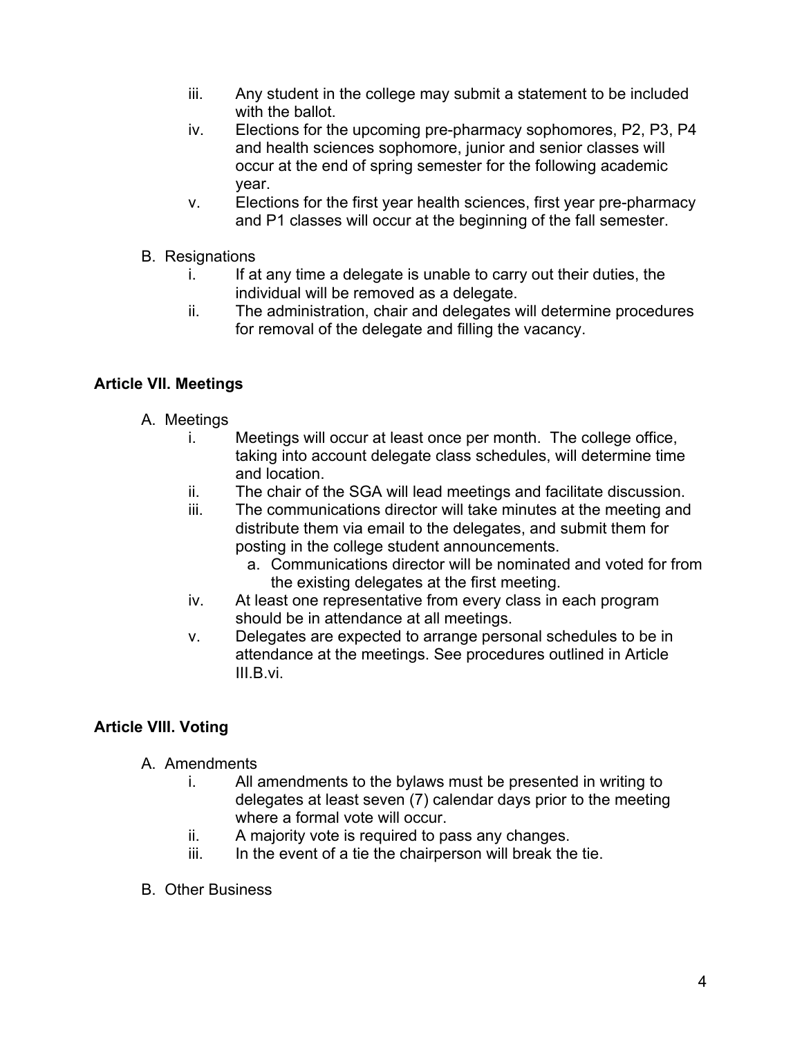iii. Any student in the college may submit a statement to be included with the ballot.

iv. Elections for the upcoming pre-pharmacy sophomores, P2, P3, P4 and health sciences sophomore, junior and senior classes will occur at the end of spring semester for the following academic year.

v. Elections for the first year health sciences, first year pre-pharmacy and P1 classes will occur at the beginning of the fall semester.

B. Resignations

i. If at any time a delegate is unable to carry out their duties, the individual will be removed as a delegate.

ii. The administration, chair and delegates will determine procedures for removal of the delegate and filling the vacancy.

### Article VII. Meetings

A. Meetings

i. Meetings will occur at least once per month. The college office, taking into account delegate class schedules, will determine time and location.

ii. The chair of the SGA will lead meetings and facilitate discussion.

iii. The communications director will take minutes at the meeting and distribute them via email to the delegates, and submit them for posting in the college student announcements.

a. Communications director will be nominated and voted for from the existing delegates at the first meeting.

iv. At least one representative from every class in each program should be in attendance at all meetings.

v. Delegates are expected to arrange personal schedules to be in attendance at the meetings. See procedures outlined in Article III.B.vi.

### Article VIII. Voting

A. Amendments

i. All amendments to the bylaws must be presented in writing to delegates at least seven (7) calendar days prior to the meeting where a formal vote will occur.

ii. A majority vote is required to pass any changes.

iii. In the event of a tie the chairperson will break the tie.

B. Other Business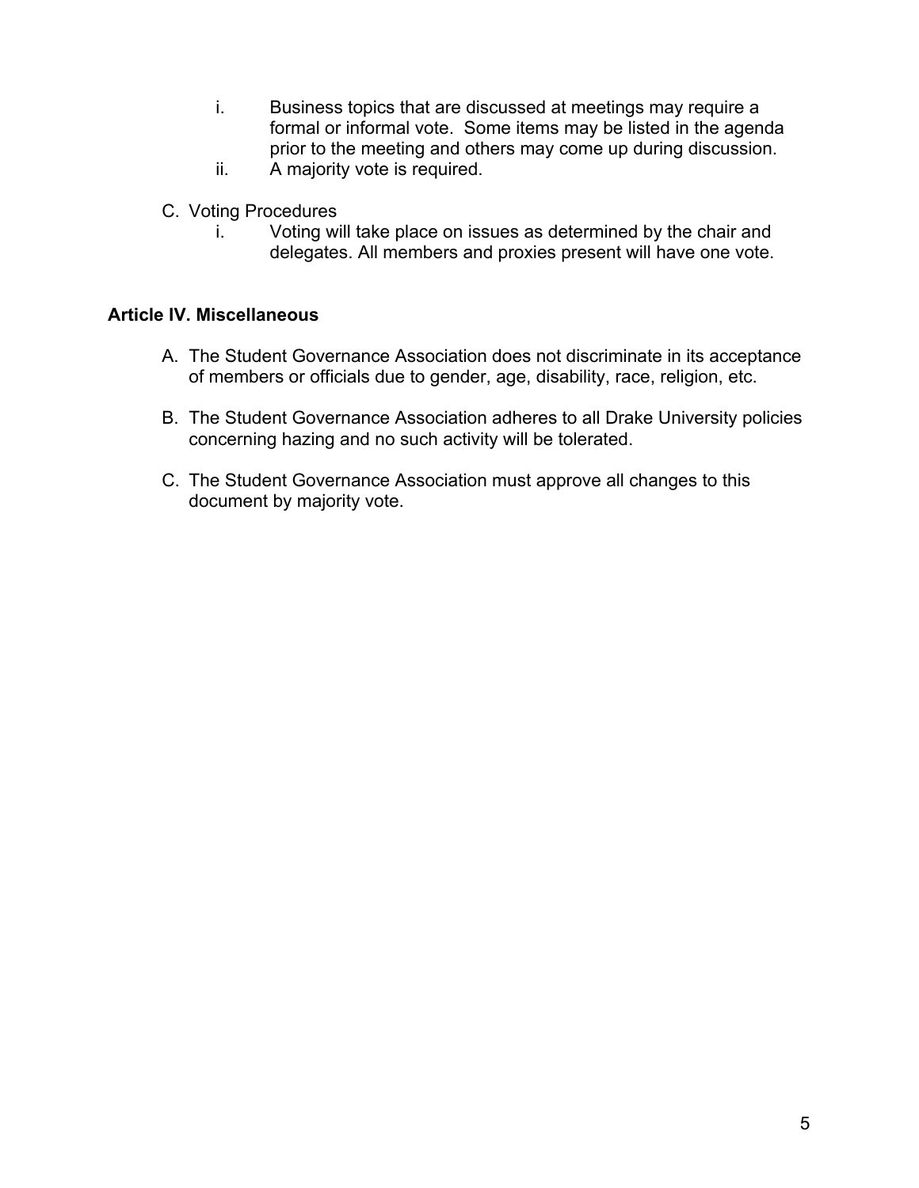i. Business topics that are discussed at meetings may require a formal or informal vote. Some items may be listed in the agenda prior to the meeting and others may come up during discussion.
ii. A majority vote is required.

C. Voting Procedures
   i. Voting will take place on issues as determined by the chair and delegates. All members and proxies present will have one vote.

**Article IV. Miscellaneous**

A. The Student Governance Association does not discriminate in its acceptance of members or officials due to gender, age, disability, race, religion, etc.

B. The Student Governance Association adheres to all Drake University policies concerning hazing and no such activity will be tolerated.

C. The Student Governance Association must approve all changes to this document by majority vote.